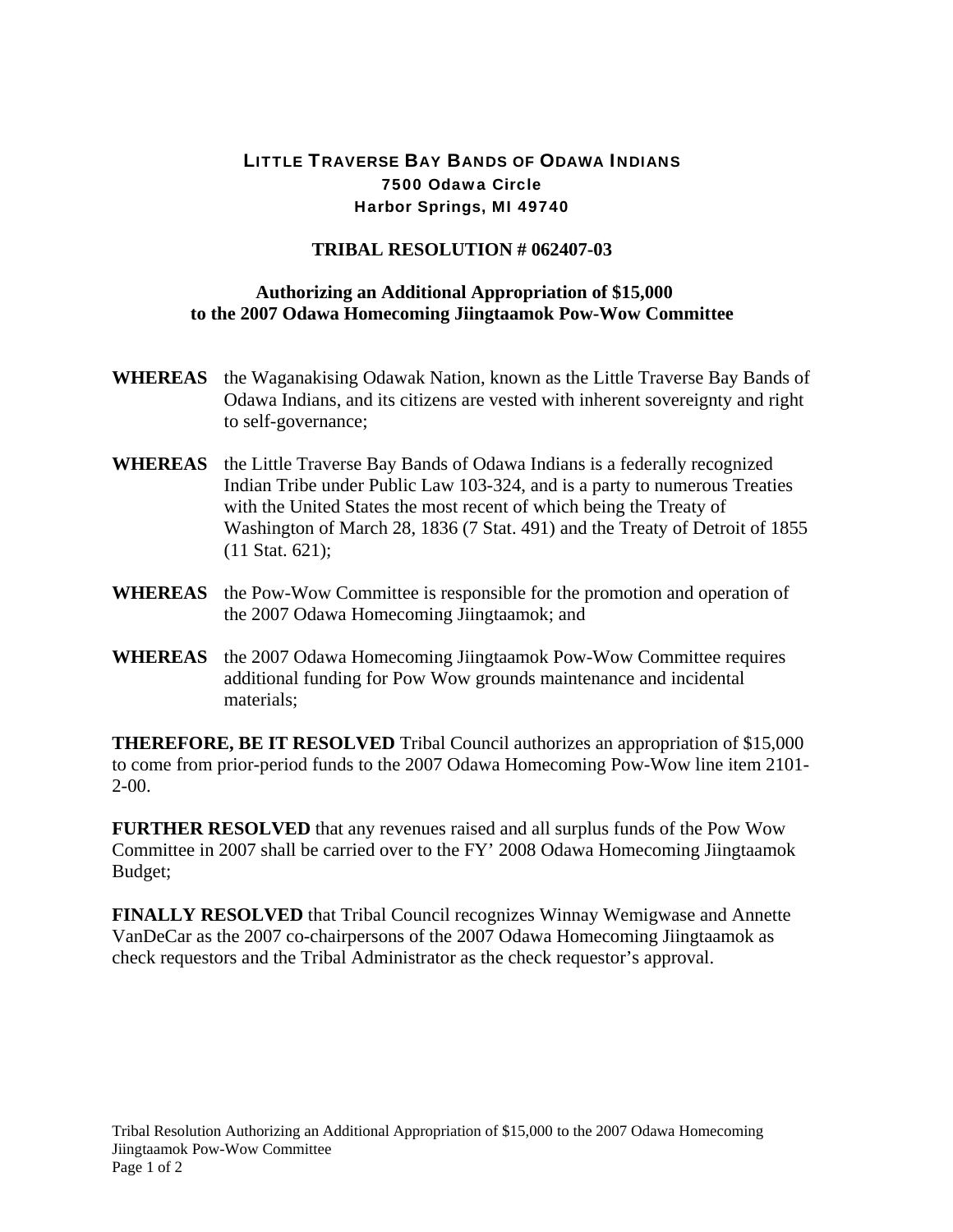# LITTLE TRAVERSE BAY BANDS OF ODAWA INDIANS

**7500 Odawa Circle**
**Harbor Springs, MI 49740**

## TRIBAL RESOLUTION # 062407-03

### Authorizing an Additional Appropriation of $15,000 to the 2007 Odawa Homecoming Jiingtaamok Pow-Wow Committee

**WHEREAS** the Waganakising Odawak Nation, known as the Little Traverse Bay Bands of Odawa Indians, and its citizens are vested with inherent sovereignty and right to self-governance;

**WHEREAS** the Little Traverse Bay Bands of Odawa Indians is a federally recognized Indian Tribe under Public Law 103-324, and is a party to numerous Treaties with the United States the most recent of which being the Treaty of Washington of March 28, 1836 (7 Stat. 491) and the Treaty of Detroit of 1855 (11 Stat. 621);

**WHEREAS** the Pow-Wow Committee is responsible for the promotion and operation of the 2007 Odawa Homecoming Jiingtaamok; and

**WHEREAS** the 2007 Odawa Homecoming Jiingtaamok Pow-Wow Committee requires additional funding for Pow Wow grounds maintenance and incidental materials;

**THEREFORE, BE IT RESOLVED** Tribal Council authorizes an appropriation of $15,000 to come from prior-period funds to the 2007 Odawa Homecoming Pow-Wow line item 2101-2-00.

**FURTHER RESOLVED** that any revenues raised and all surplus funds of the Pow Wow Committee in 2007 shall be carried over to the FY' 2008 Odawa Homecoming Jiingtaamok Budget;

**FINALLY RESOLVED** that Tribal Council recognizes Winnay Wemigwase and Annette VanDeCar as the 2007 co-chairpersons of the 2007 Odawa Homecoming Jiingtaamok as check requestors and the Tribal Administrator as the check requestor's approval.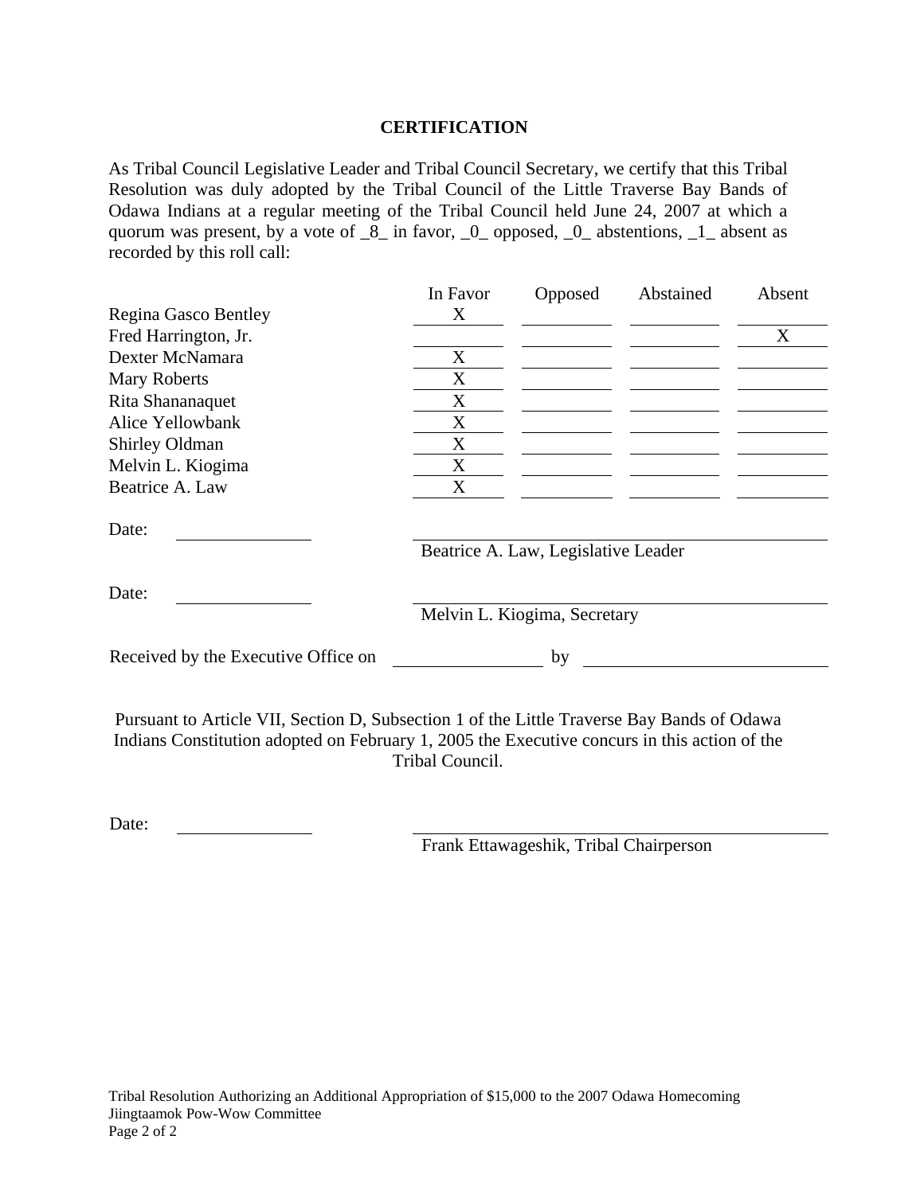## CERTIFICATION

As Tribal Council Legislative Leader and Tribal Council Secretary, we certify that this Tribal Resolution was duly adopted by the Tribal Council of the Little Traverse Bay Bands of Odawa Indians at a regular meeting of the Tribal Council held June 24, 2007 at which a quorum was present, by a vote of _8_ in favor, _0_ opposed, _0_ abstentions, _1_ absent as recorded by this roll call:

| | In Favor | Opposed | Abstained | Absent |
|---|---|---|---|---|
| Regina Gasco Bentley | X | | | |
| Fred Harrington, Jr. | | | | X |
| Dexter McNamara | X | | | |
| Mary Roberts | X | | | |
| Rita Shananaquet | X | | | |
| Alice Yellowbank | X | | | |
| Shirley Oldman | X | | | |
| Melvin L. Kiogima | X | | | |
| Beatrice A. Law | X | | | |

Date: ______________ ________________________________
Beatrice A. Law, Legislative Leader

Date: ______________ ________________________________
Melvin L. Kiogima, Secretary

Received by the Executive Office on ______________ by ________________________

Pursuant to Article VII, Section D, Subsection 1 of the Little Traverse Bay Bands of Odawa Indians Constitution adopted on February 1, 2005 the Executive concurs in this action of the Tribal Council.

Date: ______________ ________________________________
Frank Ettawageshik, Tribal Chairperson

Tribal Resolution Authorizing an Additional Appropriation of $15,000 to the 2007 Odawa Homecoming Jiingtaamok Pow-Wow Committee